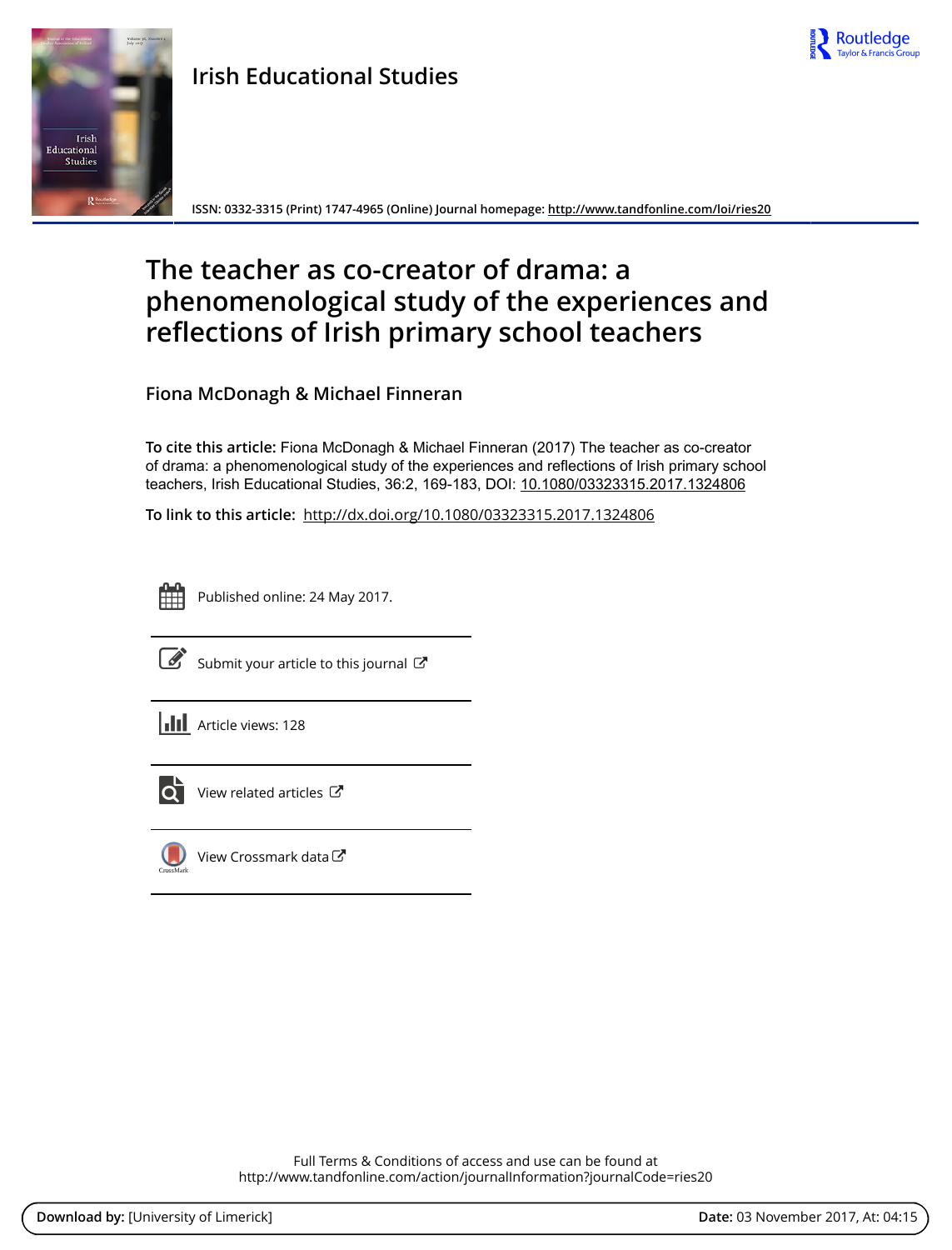Irish Educational Studies

ISSN: 0332-3315 (Print) 1747-4965 (Online) Journal homepage: http://www.tandfonline.com/loi/ries20

# The teacher as co-creator of drama: a phenomenological study of the experiences and reflections of Irish primary school teachers

**Fiona McDonagh & Michael Finneran**

**To cite this article:** Fiona McDonagh & Michael Finneran (2017) The teacher as co-creator of drama: a phenomenological study of the experiences and reflections of Irish primary school teachers, Irish Educational Studies, 36:2, 169-183, DOI: 10.1080/03323315.2017.1324806

**To link to this article:** http://dx.doi.org/10.1080/03323315.2017.1324806

Published online: 24 May 2017.

Submit your article to this journal

Article views: 128

View related articles

View Crossmark data

Full Terms & Conditions of access and use can be found at
http://www.tandfonline.com/action/journalInformation?journalCode=ries20

**Download by:** [University of Limerick] **Date:** 03 November 2017, At: 04:15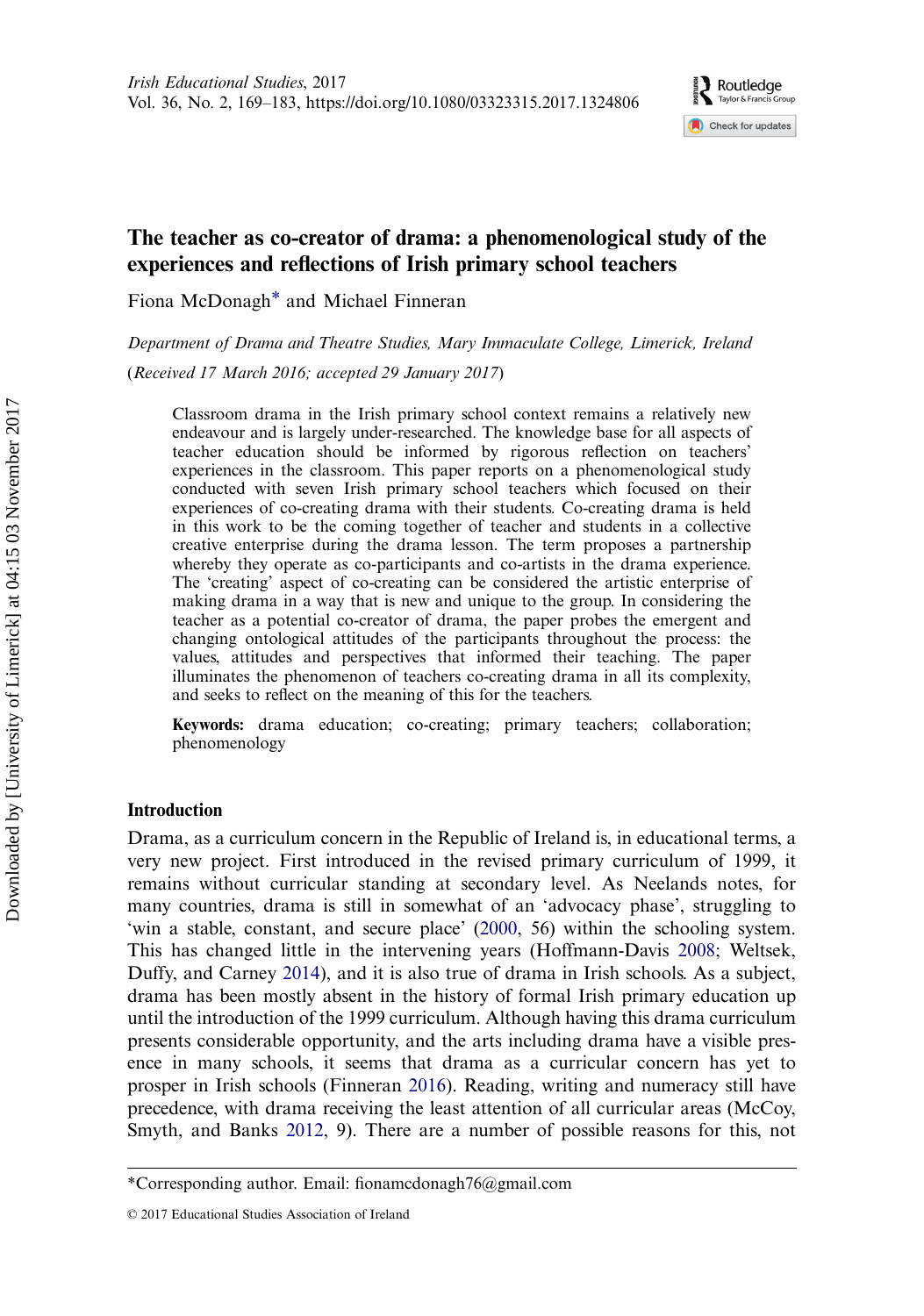# The teacher as co-creator of drama: a phenomenological study of the experiences and reflections of Irish primary school teachers

Fiona McDonagh* and Michael Finneran

*Department of Drama and Theatre Studies, Mary Immaculate College, Limerick, Ireland*

(*Received 17 March 2016; accepted 29 January 2017*)

Classroom drama in the Irish primary school context remains a relatively new endeavour and is largely under-researched. The knowledge base for all aspects of teacher education should be informed by rigorous reflection on teachers' experiences in the classroom. This paper reports on a phenomenological study conducted with seven Irish primary school teachers which focused on their experiences of co-creating drama with their students. Co-creating drama is held in this work to be the coming together of teacher and students in a collective creative enterprise during the drama lesson. The term proposes a partnership whereby they operate as co-participants and co-artists in the drama experience. The 'creating' aspect of co-creating can be considered the artistic enterprise of making drama in a way that is new and unique to the group. In considering the teacher as a potential co-creator of drama, the paper probes the emergent and changing ontological attitudes of the participants throughout the process: the values, attitudes and perspectives that informed their teaching. The paper illuminates the phenomenon of teachers co-creating drama in all its complexity, and seeks to reflect on the meaning of this for the teachers.

**Keywords:** drama education; co-creating; primary teachers; collaboration; phenomenology

## Introduction

Drama, as a curriculum concern in the Republic of Ireland is, in educational terms, a very new project. First introduced in the revised primary curriculum of 1999, it remains without curricular standing at secondary level. As Neelands notes, for many countries, drama is still in somewhat of an 'advocacy phase', struggling to 'win a stable, constant, and secure place' (2000, 56) within the schooling system. This has changed little in the intervening years (Hoffmann-Davis 2008; Weltsek, Duffy, and Carney 2014), and it is also true of drama in Irish schools. As a subject, drama has been mostly absent in the history of formal Irish primary education up until the introduction of the 1999 curriculum. Although having this drama curriculum presents considerable opportunity, and the arts including drama have a visible presence in many schools, it seems that drama as a curricular concern has yet to prosper in Irish schools (Finneran 2016). Reading, writing and numeracy still have precedence, with drama receiving the least attention of all curricular areas (McCoy, Smyth, and Banks 2012, 9). There are a number of possible reasons for this, not

*Corresponding author. Email: fionamcdonagh76@gmail.com

© 2017 Educational Studies Association of Ireland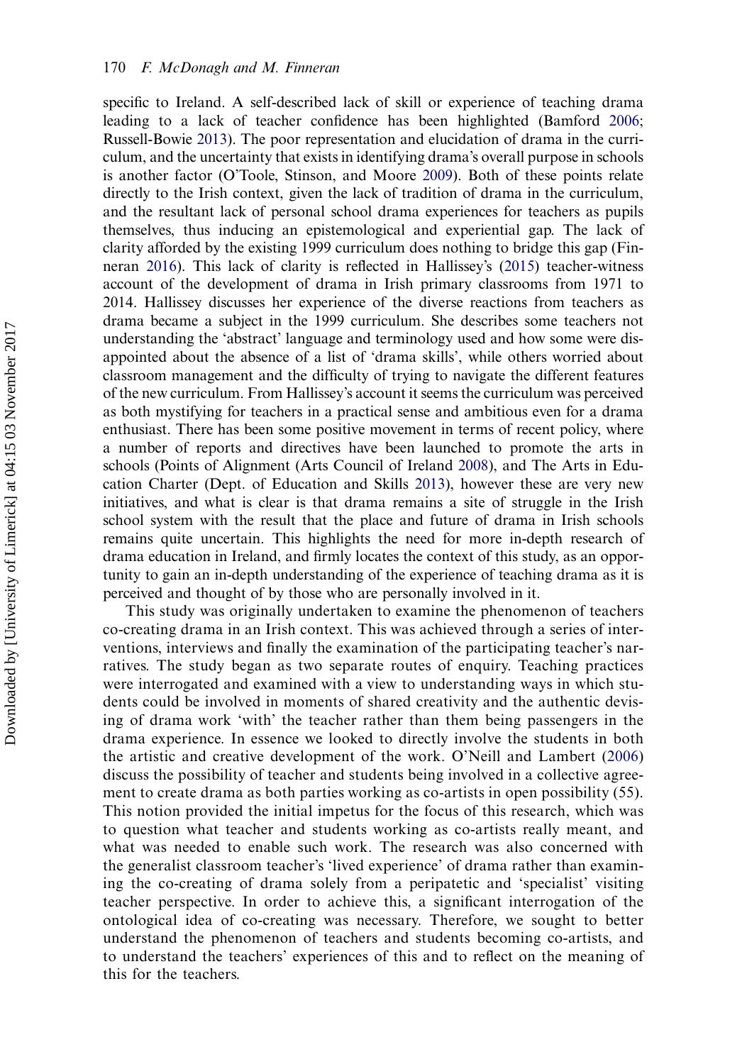specific to Ireland. A self-described lack of skill or experience of teaching drama leading to a lack of teacher confidence has been highlighted (Bamford 2006; Russell-Bowie 2013). The poor representation and elucidation of drama in the curriculum, and the uncertainty that exists in identifying drama's overall purpose in schools is another factor (O'Toole, Stinson, and Moore 2009). Both of these points relate directly to the Irish context, given the lack of tradition of drama in the curriculum, and the resultant lack of personal school drama experiences for teachers as pupils themselves, thus inducing an epistemological and experiential gap. The lack of clarity afforded by the existing 1999 curriculum does nothing to bridge this gap (Finneran 2016). This lack of clarity is reflected in Hallissey's (2015) teacher-witness account of the development of drama in Irish primary classrooms from 1971 to 2014. Hallissey discusses her experience of the diverse reactions from teachers as drama became a subject in the 1999 curriculum. She describes some teachers not understanding the 'abstract' language and terminology used and how some were disappointed about the absence of a list of 'drama skills', while others worried about classroom management and the difficulty of trying to navigate the different features of the new curriculum. From Hallissey's account it seems the curriculum was perceived as both mystifying for teachers in a practical sense and ambitious even for a drama enthusiast. There has been some positive movement in terms of recent policy, where a number of reports and directives have been launched to promote the arts in schools (Points of Alignment (Arts Council of Ireland 2008), and The Arts in Education Charter (Dept. of Education and Skills 2013), however these are very new initiatives, and what is clear is that drama remains a site of struggle in the Irish school system with the result that the place and future of drama in Irish schools remains quite uncertain. This highlights the need for more in-depth research of drama education in Ireland, and firmly locates the context of this study, as an opportunity to gain an in-depth understanding of the experience of teaching drama as it is perceived and thought of by those who are personally involved in it.

This study was originally undertaken to examine the phenomenon of teachers co-creating drama in an Irish context. This was achieved through a series of interventions, interviews and finally the examination of the participating teacher's narratives. The study began as two separate routes of enquiry. Teaching practices were interrogated and examined with a view to understanding ways in which students could be involved in moments of shared creativity and the authentic devising of drama work 'with' the teacher rather than them being passengers in the drama experience. In essence we looked to directly involve the students in both the artistic and creative development of the work. O'Neill and Lambert (2006) discuss the possibility of teacher and students being involved in a collective agreement to create drama as both parties working as co-artists in open possibility (55). This notion provided the initial impetus for the focus of this research, which was to question what teacher and students working as co-artists really meant, and what was needed to enable such work. The research was also concerned with the generalist classroom teacher's 'lived experience' of drama rather than examining the co-creating of drama solely from a peripatetic and 'specialist' visiting teacher perspective. In order to achieve this, a significant interrogation of the ontological idea of co-creating was necessary. Therefore, we sought to better understand the phenomenon of teachers and students becoming co-artists, and to understand the teachers' experiences of this and to reflect on the meaning of this for the teachers.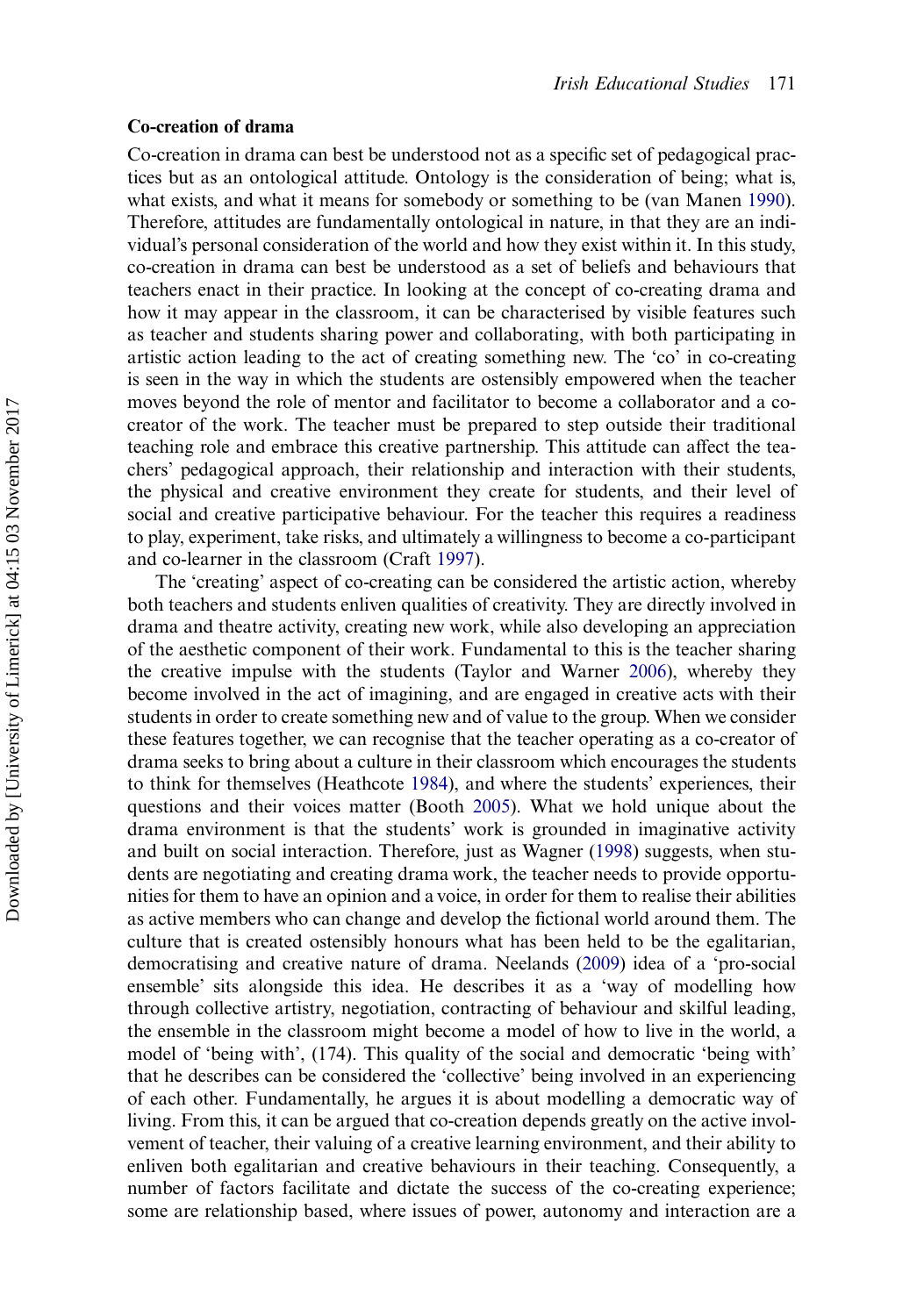### Co-creation of drama

Co-creation in drama can best be understood not as a specific set of pedagogical practices but as an ontological attitude. Ontology is the consideration of being; what is, what exists, and what it means for somebody or something to be (van Manen 1990). Therefore, attitudes are fundamentally ontological in nature, in that they are an individual's personal consideration of the world and how they exist within it. In this study, co-creation in drama can best be understood as a set of beliefs and behaviours that teachers enact in their practice. In looking at the concept of co-creating drama and how it may appear in the classroom, it can be characterised by visible features such as teacher and students sharing power and collaborating, with both participating in artistic action leading to the act of creating something new. The 'co' in co-creating is seen in the way in which the students are ostensibly empowered when the teacher moves beyond the role of mentor and facilitator to become a collaborator and a co-creator of the work. The teacher must be prepared to step outside their traditional teaching role and embrace this creative partnership. This attitude can affect the teachers' pedagogical approach, their relationship and interaction with their students, the physical and creative environment they create for students, and their level of social and creative participative behaviour. For the teacher this requires a readiness to play, experiment, take risks, and ultimately a willingness to become a co-participant and co-learner in the classroom (Craft 1997).

The 'creating' aspect of co-creating can be considered the artistic action, whereby both teachers and students enliven qualities of creativity. They are directly involved in drama and theatre activity, creating new work, while also developing an appreciation of the aesthetic component of their work. Fundamental to this is the teacher sharing the creative impulse with the students (Taylor and Warner 2006), whereby they become involved in the act of imagining, and are engaged in creative acts with their students in order to create something new and of value to the group. When we consider these features together, we can recognise that the teacher operating as a co-creator of drama seeks to bring about a culture in their classroom which encourages the students to think for themselves (Heathcote 1984), and where the students' experiences, their questions and their voices matter (Booth 2005). What we hold unique about the drama environment is that the students' work is grounded in imaginative activity and built on social interaction. Therefore, just as Wagner (1998) suggests, when students are negotiating and creating drama work, the teacher needs to provide opportunities for them to have an opinion and a voice, in order for them to realise their abilities as active members who can change and develop the fictional world around them. The culture that is created ostensibly honours what has been held to be the egalitarian, democratising and creative nature of drama. Neelands (2009) idea of a 'pro-social ensemble' sits alongside this idea. He describes it as a 'way of modelling how through collective artistry, negotiation, contracting of behaviour and skilful leading, the ensemble in the classroom might become a model of how to live in the world, a model of 'being with', (174). This quality of the social and democratic 'being with' that he describes can be considered the 'collective' being involved in an experiencing of each other. Fundamentally, he argues it is about modelling a democratic way of living. From this, it can be argued that co-creation depends greatly on the active involvement of teacher, their valuing of a creative learning environment, and their ability to enliven both egalitarian and creative behaviours in their teaching. Consequently, a number of factors facilitate and dictate the success of the co-creating experience; some are relationship based, where issues of power, autonomy and interaction are a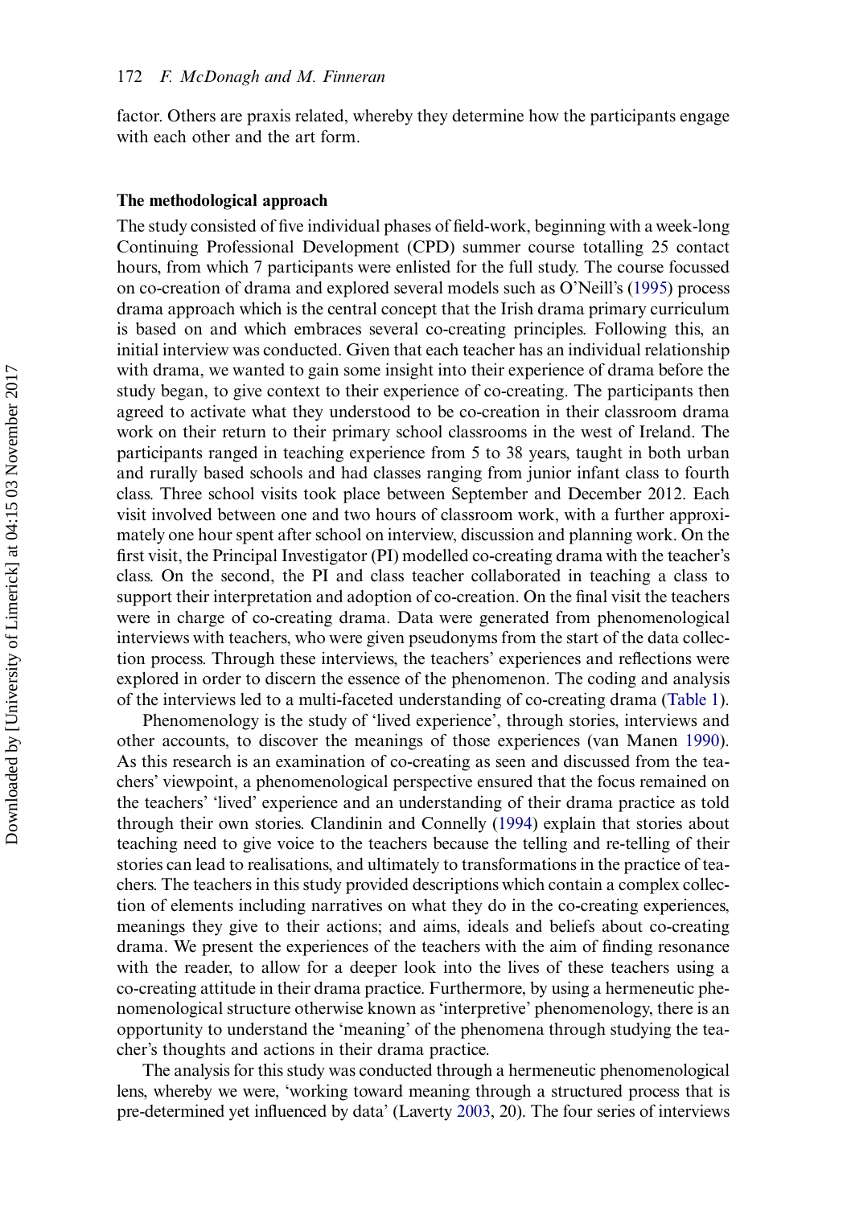factor. Others are praxis related, whereby they determine how the participants engage with each other and the art form.

## The methodological approach

The study consisted of five individual phases of field-work, beginning with a week-long Continuing Professional Development (CPD) summer course totalling 25 contact hours, from which 7 participants were enlisted for the full study. The course focussed on co-creation of drama and explored several models such as O'Neill's (1995) process drama approach which is the central concept that the Irish drama primary curriculum is based on and which embraces several co-creating principles. Following this, an initial interview was conducted. Given that each teacher has an individual relationship with drama, we wanted to gain some insight into their experience of drama before the study began, to give context to their experience of co-creating. The participants then agreed to activate what they understood to be co-creation in their classroom drama work on their return to their primary school classrooms in the west of Ireland. The participants ranged in teaching experience from 5 to 38 years, taught in both urban and rurally based schools and had classes ranging from junior infant class to fourth class. Three school visits took place between September and December 2012. Each visit involved between one and two hours of classroom work, with a further approximately one hour spent after school on interview, discussion and planning work. On the first visit, the Principal Investigator (PI) modelled co-creating drama with the teacher's class. On the second, the PI and class teacher collaborated in teaching a class to support their interpretation and adoption of co-creation. On the final visit the teachers were in charge of co-creating drama. Data were generated from phenomenological interviews with teachers, who were given pseudonyms from the start of the data collection process. Through these interviews, the teachers' experiences and reflections were explored in order to discern the essence of the phenomenon. The coding and analysis of the interviews led to a multi-faceted understanding of co-creating drama (Table 1).

Phenomenology is the study of 'lived experience', through stories, interviews and other accounts, to discover the meanings of those experiences (van Manen 1990). As this research is an examination of co-creating as seen and discussed from the teachers' viewpoint, a phenomenological perspective ensured that the focus remained on the teachers' 'lived' experience and an understanding of their drama practice as told through their own stories. Clandinin and Connelly (1994) explain that stories about teaching need to give voice to the teachers because the telling and re-telling of their stories can lead to realisations, and ultimately to transformations in the practice of teachers. The teachers in this study provided descriptions which contain a complex collection of elements including narratives on what they do in the co-creating experiences, meanings they give to their actions; and aims, ideals and beliefs about co-creating drama. We present the experiences of the teachers with the aim of finding resonance with the reader, to allow for a deeper look into the lives of these teachers using a co-creating attitude in their drama practice. Furthermore, by using a hermeneutic phenomenological structure otherwise known as 'interpretive' phenomenology, there is an opportunity to understand the 'meaning' of the phenomena through studying the teacher's thoughts and actions in their drama practice.

The analysis for this study was conducted through a hermeneutic phenomenological lens, whereby we were, 'working toward meaning through a structured process that is pre-determined yet influenced by data' (Laverty 2003, 20). The four series of interviews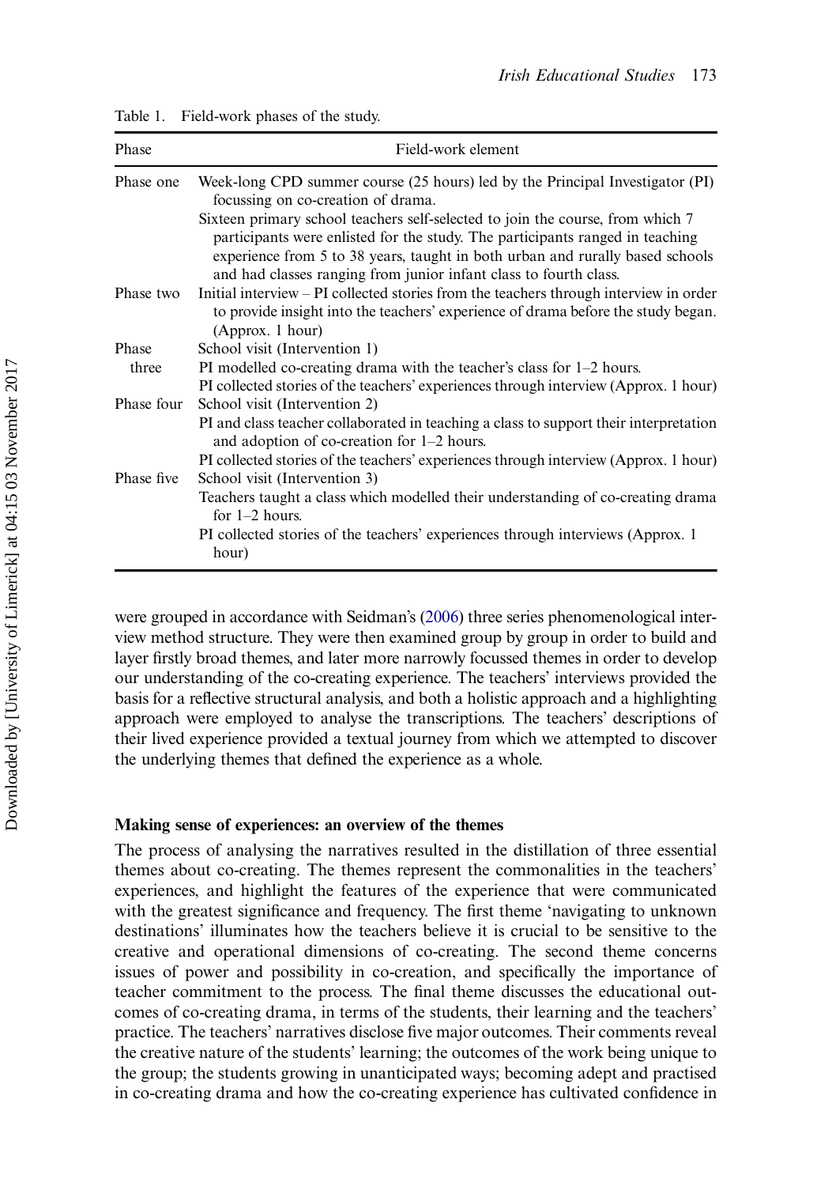Table 1. Field-work phases of the study.

| Phase | Field-work element |
|---|---|
| Phase one | Week-long CPD summer course (25 hours) led by the Principal Investigator (PI) focussing on co-creation of drama. Sixteen primary school teachers self-selected to join the course, from which 7 participants were enlisted for the study. The participants ranged in teaching experience from 5 to 38 years, taught in both urban and rurally based schools and had classes ranging from junior infant class to fourth class. |
| Phase two | Initial interview – PI collected stories from the teachers through interview in order to provide insight into the teachers' experience of drama before the study began. (Approx. 1 hour) |
| Phase three | School visit (Intervention 1) PI modelled co-creating drama with the teacher's class for 1–2 hours. PI collected stories of the teachers' experiences through interview (Approx. 1 hour) |
| Phase four | School visit (Intervention 2) PI and class teacher collaborated in teaching a class to support their interpretation and adoption of co-creation for 1–2 hours. PI collected stories of the teachers' experiences through interview (Approx. 1 hour) |
| Phase five | School visit (Intervention 3) Teachers taught a class which modelled their understanding of co-creating drama for 1–2 hours. PI collected stories of the teachers' experiences through interviews (Approx. 1 hour) |

were grouped in accordance with Seidman's (2006) three series phenomenological interview method structure. They were then examined group by group in order to build and layer firstly broad themes, and later more narrowly focussed themes in order to develop our understanding of the co-creating experience. The teachers' interviews provided the basis for a reflective structural analysis, and both a holistic approach and a highlighting approach were employed to analyse the transcriptions. The teachers' descriptions of their lived experience provided a textual journey from which we attempted to discover the underlying themes that defined the experience as a whole.

### Making sense of experiences: an overview of the themes

The process of analysing the narratives resulted in the distillation of three essential themes about co-creating. The themes represent the commonalities in the teachers' experiences, and highlight the features of the experience that were communicated with the greatest significance and frequency. The first theme 'navigating to unknown destinations' illuminates how the teachers believe it is crucial to be sensitive to the creative and operational dimensions of co-creating. The second theme concerns issues of power and possibility in co-creation, and specifically the importance of teacher commitment to the process. The final theme discusses the educational outcomes of co-creating drama, in terms of the students, their learning and the teachers' practice. The teachers' narratives disclose five major outcomes. Their comments reveal the creative nature of the students' learning; the outcomes of the work being unique to the group; the students growing in unanticipated ways; becoming adept and practised in co-creating drama and how the co-creating experience has cultivated confidence in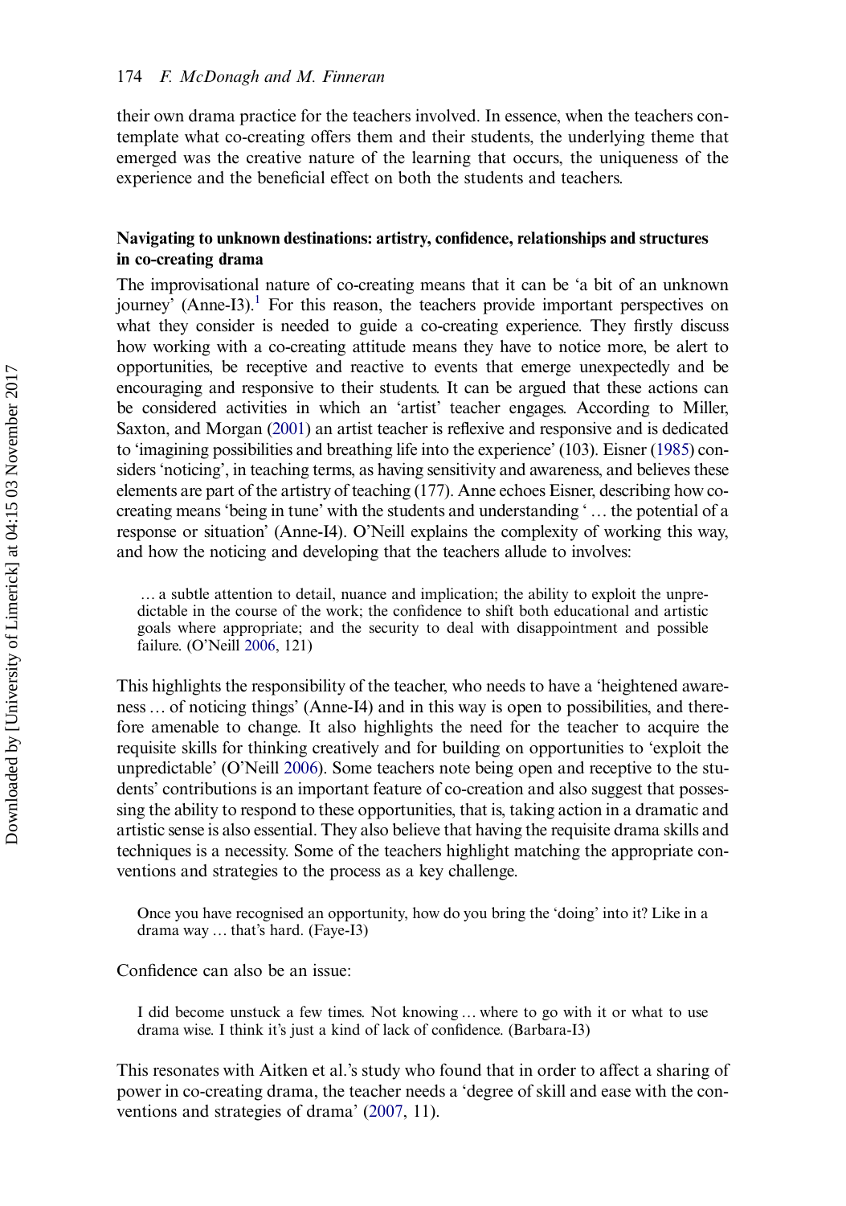their own drama practice for the teachers involved. In essence, when the teachers contemplate what co-creating offers them and their students, the underlying theme that emerged was the creative nature of the learning that occurs, the uniqueness of the experience and the beneficial effect on both the students and teachers.

### Navigating to unknown destinations: artistry, confidence, relationships and structures in co-creating drama

The improvisational nature of co-creating means that it can be 'a bit of an unknown journey' (Anne-I3).[1] For this reason, the teachers provide important perspectives on what they consider is needed to guide a co-creating experience. They firstly discuss how working with a co-creating attitude means they have to notice more, be alert to opportunities, be receptive and reactive to events that emerge unexpectedly and be encouraging and responsive to their students. It can be argued that these actions can be considered activities in which an 'artist' teacher engages. According to Miller, Saxton, and Morgan (2001) an artist teacher is reflexive and responsive and is dedicated to 'imagining possibilities and breathing life into the experience' (103). Eisner (1985) considers 'noticing', in teaching terms, as having sensitivity and awareness, and believes these elements are part of the artistry of teaching (177). Anne echoes Eisner, describing how co-creating means 'being in tune' with the students and understanding ' … the potential of a response or situation' (Anne-I4). O'Neill explains the complexity of working this way, and how the noticing and developing that the teachers allude to involves:

> … a subtle attention to detail, nuance and implication; the ability to exploit the unpredictable in the course of the work; the confidence to shift both educational and artistic goals where appropriate; and the security to deal with disappointment and possible failure. (O'Neill 2006, 121)

This highlights the responsibility of the teacher, who needs to have a 'heightened awareness … of noticing things' (Anne-I4) and in this way is open to possibilities, and therefore amenable to change. It also highlights the need for the teacher to acquire the requisite skills for thinking creatively and for building on opportunities to 'exploit the unpredictable' (O'Neill 2006). Some teachers note being open and receptive to the students' contributions is an important feature of co-creation and also suggest that possessing the ability to respond to these opportunities, that is, taking action in a dramatic and artistic sense is also essential. They also believe that having the requisite drama skills and techniques is a necessity. Some of the teachers highlight matching the appropriate conventions and strategies to the process as a key challenge.

> Once you have recognised an opportunity, how do you bring the 'doing' into it? Like in a drama way … that's hard. (Faye-I3)

Confidence can also be an issue:

> I did become unstuck a few times. Not knowing … where to go with it or what to use drama wise. I think it's just a kind of lack of confidence. (Barbara-I3)

This resonates with Aitken et al.'s study who found that in order to affect a sharing of power in co-creating drama, the teacher needs a 'degree of skill and ease with the conventions and strategies of drama' (2007, 11).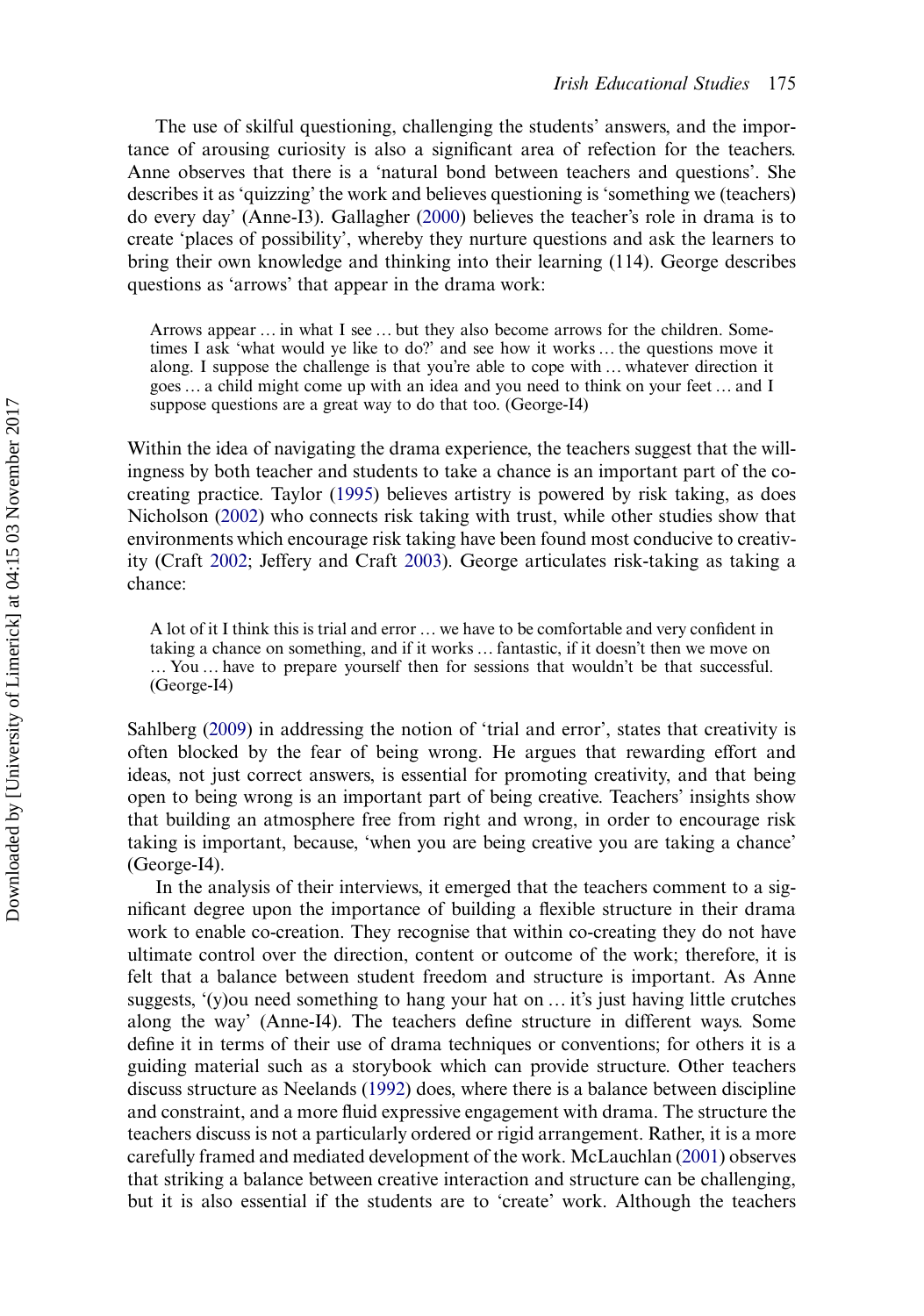The use of skilful questioning, challenging the students' answers, and the importance of arousing curiosity is also a significant area of refection for the teachers. Anne observes that there is a 'natural bond between teachers and questions'. She describes it as 'quizzing' the work and believes questioning is 'something we (teachers) do every day' (Anne-I3). Gallagher (2000) believes the teacher's role in drama is to create 'places of possibility', whereby they nurture questions and ask the learners to bring their own knowledge and thinking into their learning (114). George describes questions as 'arrows' that appear in the drama work:

> Arrows appear … in what I see … but they also become arrows for the children. Sometimes I ask 'what would ye like to do?' and see how it works … the questions move it along. I suppose the challenge is that you're able to cope with … whatever direction it goes … a child might come up with an idea and you need to think on your feet … and I suppose questions are a great way to do that too. (George-I4)

Within the idea of navigating the drama experience, the teachers suggest that the willingness by both teacher and students to take a chance is an important part of the co-creating practice. Taylor (1995) believes artistry is powered by risk taking, as does Nicholson (2002) who connects risk taking with trust, while other studies show that environments which encourage risk taking have been found most conducive to creativity (Craft 2002; Jeffery and Craft 2003). George articulates risk-taking as taking a chance:

> A lot of it I think this is trial and error … we have to be comfortable and very confident in taking a chance on something, and if it works … fantastic, if it doesn't then we move on … You … have to prepare yourself then for sessions that wouldn't be that successful. (George-I4)

Sahlberg (2009) in addressing the notion of 'trial and error', states that creativity is often blocked by the fear of being wrong. He argues that rewarding effort and ideas, not just correct answers, is essential for promoting creativity, and that being open to being wrong is an important part of being creative. Teachers' insights show that building an atmosphere free from right and wrong, in order to encourage risk taking is important, because, 'when you are being creative you are taking a chance' (George-I4).

In the analysis of their interviews, it emerged that the teachers comment to a significant degree upon the importance of building a flexible structure in their drama work to enable co-creation. They recognise that within co-creating they do not have ultimate control over the direction, content or outcome of the work; therefore, it is felt that a balance between student freedom and structure is important. As Anne suggests, '(y)ou need something to hang your hat on … it's just having little crutches along the way' (Anne-I4). The teachers define structure in different ways. Some define it in terms of their use of drama techniques or conventions; for others it is a guiding material such as a storybook which can provide structure. Other teachers discuss structure as Neelands (1992) does, where there is a balance between discipline and constraint, and a more fluid expressive engagement with drama. The structure the teachers discuss is not a particularly ordered or rigid arrangement. Rather, it is a more carefully framed and mediated development of the work. McLauchlan (2001) observes that striking a balance between creative interaction and structure can be challenging, but it is also essential if the students are to 'create' work. Although the teachers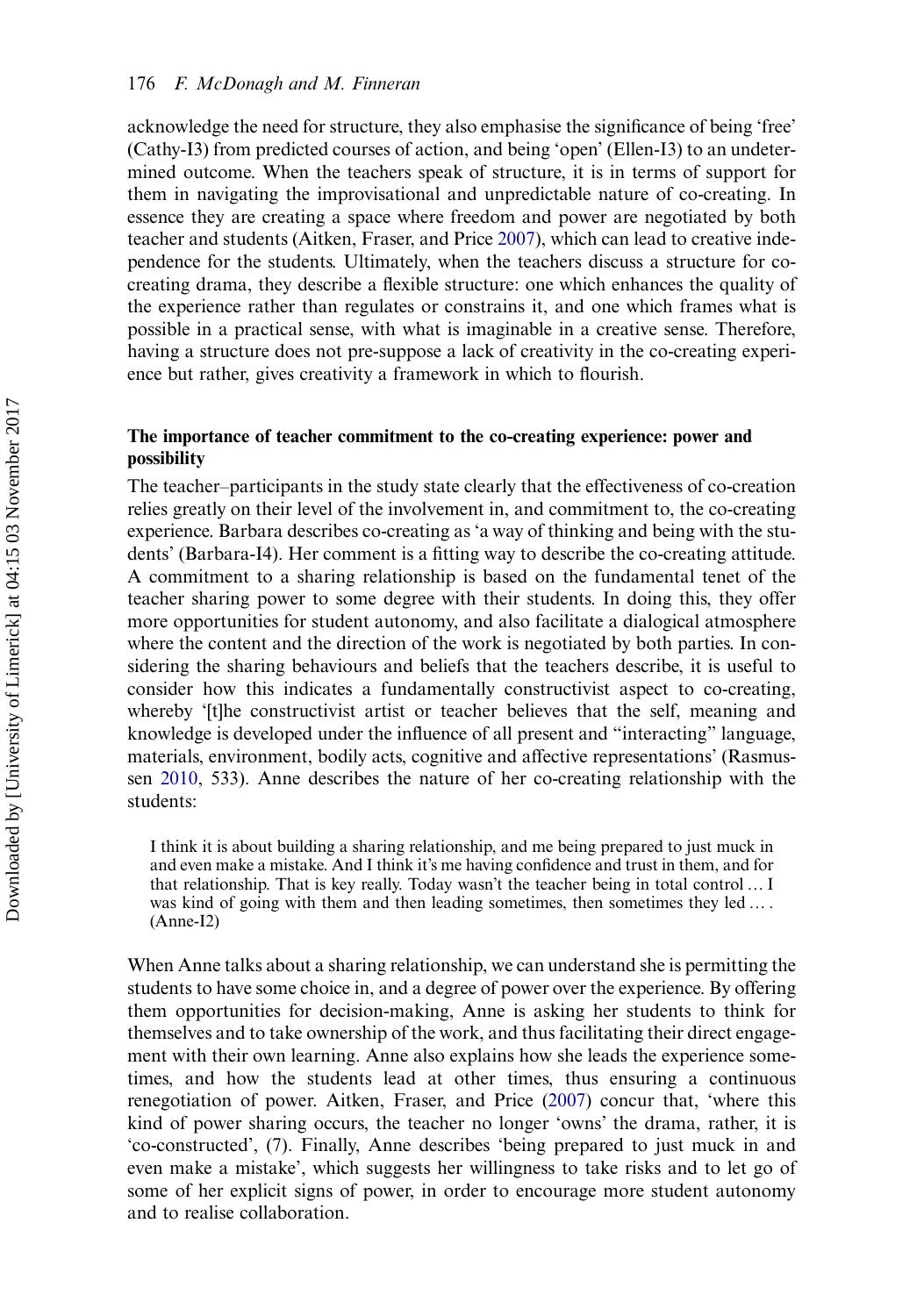acknowledge the need for structure, they also emphasise the significance of being 'free' (Cathy-I3) from predicted courses of action, and being 'open' (Ellen-I3) to an undetermined outcome. When the teachers speak of structure, it is in terms of support for them in navigating the improvisational and unpredictable nature of co-creating. In essence they are creating a space where freedom and power are negotiated by both teacher and students (Aitken, Fraser, and Price 2007), which can lead to creative independence for the students. Ultimately, when the teachers discuss a structure for co-creating drama, they describe a flexible structure: one which enhances the quality of the experience rather than regulates or constrains it, and one which frames what is possible in a practical sense, with what is imaginable in a creative sense. Therefore, having a structure does not pre-suppose a lack of creativity in the co-creating experience but rather, gives creativity a framework in which to flourish.

### The importance of teacher commitment to the co-creating experience: power and possibility

The teacher–participants in the study state clearly that the effectiveness of co-creation relies greatly on their level of the involvement in, and commitment to, the co-creating experience. Barbara describes co-creating as 'a way of thinking and being with the students' (Barbara-I4). Her comment is a fitting way to describe the co-creating attitude. A commitment to a sharing relationship is based on the fundamental tenet of the teacher sharing power to some degree with their students. In doing this, they offer more opportunities for student autonomy, and also facilitate a dialogical atmosphere where the content and the direction of the work is negotiated by both parties. In considering the sharing behaviours and beliefs that the teachers describe, it is useful to consider how this indicates a fundamentally constructivist aspect to co-creating, whereby '[t]he constructivist artist or teacher believes that the self, meaning and knowledge is developed under the influence of all present and "interacting" language, materials, environment, bodily acts, cognitive and affective representations' (Rasmussen 2010, 533). Anne describes the nature of her co-creating relationship with the students:

> I think it is about building a sharing relationship, and me being prepared to just muck in and even make a mistake. And I think it's me having confidence and trust in them, and for that relationship. That is key really. Today wasn't the teacher being in total control … I was kind of going with them and then leading sometimes, then sometimes they led … . (Anne-I2)

When Anne talks about a sharing relationship, we can understand she is permitting the students to have some choice in, and a degree of power over the experience. By offering them opportunities for decision-making, Anne is asking her students to think for themselves and to take ownership of the work, and thus facilitating their direct engagement with their own learning. Anne also explains how she leads the experience sometimes, and how the students lead at other times, thus ensuring a continuous renegotiation of power. Aitken, Fraser, and Price (2007) concur that, 'where this kind of power sharing occurs, the teacher no longer 'owns' the drama, rather, it is 'co-constructed', (7). Finally, Anne describes 'being prepared to just muck in and even make a mistake', which suggests her willingness to take risks and to let go of some of her explicit signs of power, in order to encourage more student autonomy and to realise collaboration.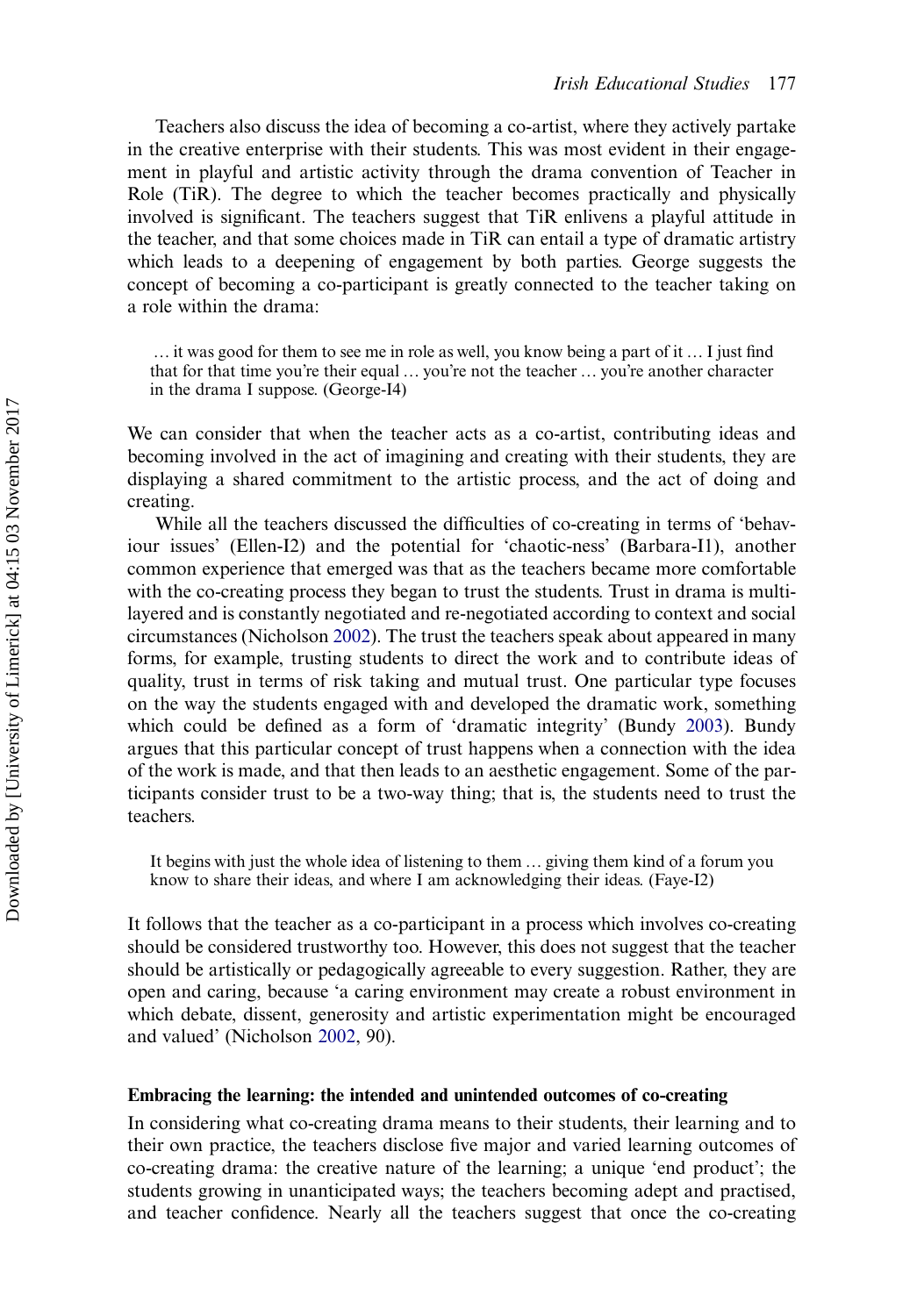Teachers also discuss the idea of becoming a co-artist, where they actively partake in the creative enterprise with their students. This was most evident in their engagement in playful and artistic activity through the drama convention of Teacher in Role (TiR). The degree to which the teacher becomes practically and physically involved is significant. The teachers suggest that TiR enlivens a playful attitude in the teacher, and that some choices made in TiR can entail a type of dramatic artistry which leads to a deepening of engagement by both parties. George suggests the concept of becoming a co-participant is greatly connected to the teacher taking on a role within the drama:

> … it was good for them to see me in role as well, you know being a part of it … I just find that for that time you're their equal … you're not the teacher … you're another character in the drama I suppose. (George-I4)

We can consider that when the teacher acts as a co-artist, contributing ideas and becoming involved in the act of imagining and creating with their students, they are displaying a shared commitment to the artistic process, and the act of doing and creating.

While all the teachers discussed the difficulties of co-creating in terms of 'behaviour issues' (Ellen-I2) and the potential for 'chaotic-ness' (Barbara-I1), another common experience that emerged was that as the teachers became more comfortable with the co-creating process they began to trust the students. Trust in drama is multi-layered and is constantly negotiated and re-negotiated according to context and social circumstances (Nicholson 2002). The trust the teachers speak about appeared in many forms, for example, trusting students to direct the work and to contribute ideas of quality, trust in terms of risk taking and mutual trust. One particular type focuses on the way the students engaged with and developed the dramatic work, something which could be defined as a form of 'dramatic integrity' (Bundy 2003). Bundy argues that this particular concept of trust happens when a connection with the idea of the work is made, and that then leads to an aesthetic engagement. Some of the participants consider trust to be a two-way thing; that is, the students need to trust the teachers.

> It begins with just the whole idea of listening to them … giving them kind of a forum you know to share their ideas, and where I am acknowledging their ideas. (Faye-I2)

It follows that the teacher as a co-participant in a process which involves co-creating should be considered trustworthy too. However, this does not suggest that the teacher should be artistically or pedagogically agreeable to every suggestion. Rather, they are open and caring, because 'a caring environment may create a robust environment in which debate, dissent, generosity and artistic experimentation might be encouraged and valued' (Nicholson 2002, 90).

### Embracing the learning: the intended and unintended outcomes of co-creating

In considering what co-creating drama means to their students, their learning and to their own practice, the teachers disclose five major and varied learning outcomes of co-creating drama: the creative nature of the learning; a unique 'end product'; the students growing in unanticipated ways; the teachers becoming adept and practised, and teacher confidence. Nearly all the teachers suggest that once the co-creating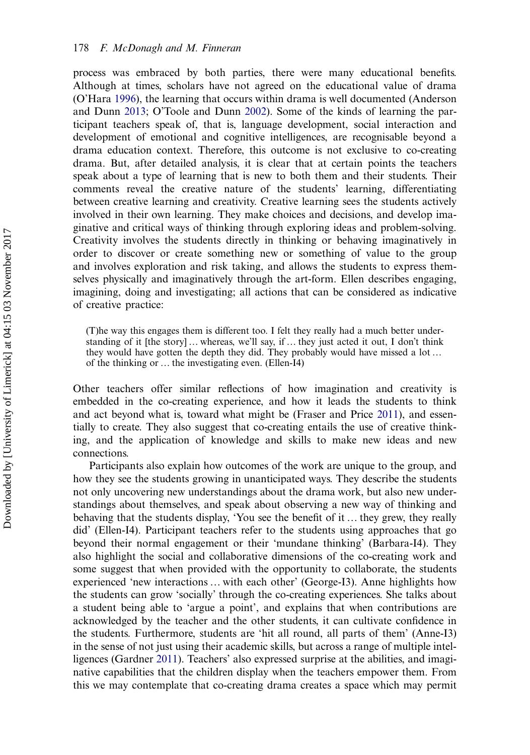process was embraced by both parties, there were many educational benefits. Although at times, scholars have not agreed on the educational value of drama (O'Hara 1996), the learning that occurs within drama is well documented (Anderson and Dunn 2013; O'Toole and Dunn 2002). Some of the kinds of learning the participant teachers speak of, that is, language development, social interaction and development of emotional and cognitive intelligences, are recognisable beyond a drama education context. Therefore, this outcome is not exclusive to co-creating drama. But, after detailed analysis, it is clear that at certain points the teachers speak about a type of learning that is new to both them and their students. Their comments reveal the creative nature of the students' learning, differentiating between creative learning and creativity. Creative learning sees the students actively involved in their own learning. They make choices and decisions, and develop imaginative and critical ways of thinking through exploring ideas and problem-solving. Creativity involves the students directly in thinking or behaving imaginatively in order to discover or create something new or something of value to the group and involves exploration and risk taking, and allows the students to express themselves physically and imaginatively through the art-form. Ellen describes engaging, imagining, doing and investigating; all actions that can be considered as indicative of creative practice:

> (T)he way this engages them is different too. I felt they really had a much better understanding of it [the story] … whereas, we'll say, if … they just acted it out, I don't think they would have gotten the depth they did. They probably would have missed a lot … of the thinking or … the investigating even. (Ellen-I4)

Other teachers offer similar reflections of how imagination and creativity is embedded in the co-creating experience, and how it leads the students to think and act beyond what is, toward what might be (Fraser and Price 2011), and essentially to create. They also suggest that co-creating entails the use of creative thinking, and the application of knowledge and skills to make new ideas and new connections.

Participants also explain how outcomes of the work are unique to the group, and how they see the students growing in unanticipated ways. They describe the students not only uncovering new understandings about the drama work, but also new understandings about themselves, and speak about observing a new way of thinking and behaving that the students display, 'You see the benefit of it … they grew, they really did' (Ellen-I4). Participant teachers refer to the students using approaches that go beyond their normal engagement or their 'mundane thinking' (Barbara-I4). They also highlight the social and collaborative dimensions of the co-creating work and some suggest that when provided with the opportunity to collaborate, the students experienced 'new interactions … with each other' (George-I3). Anne highlights how the students can grow 'socially' through the co-creating experiences. She talks about a student being able to 'argue a point', and explains that when contributions are acknowledged by the teacher and the other students, it can cultivate confidence in the students. Furthermore, students are 'hit all round, all parts of them' (Anne-I3) in the sense of not just using their academic skills, but across a range of multiple intelligences (Gardner 2011). Teachers' also expressed surprise at the abilities, and imaginative capabilities that the children display when the teachers empower them. From this we may contemplate that co-creating drama creates a space which may permit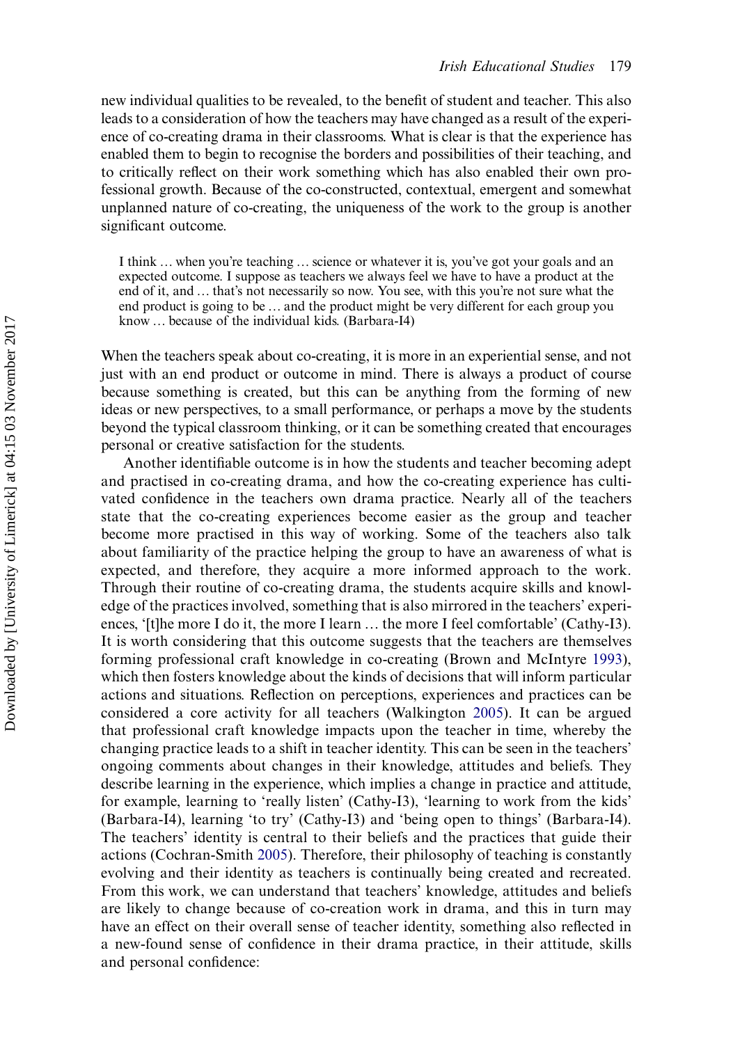new individual qualities to be revealed, to the benefit of student and teacher. This also leads to a consideration of how the teachers may have changed as a result of the experience of co-creating drama in their classrooms. What is clear is that the experience has enabled them to begin to recognise the borders and possibilities of their teaching, and to critically reflect on their work something which has also enabled their own professional growth. Because of the co-constructed, contextual, emergent and somewhat unplanned nature of co-creating, the uniqueness of the work to the group is another significant outcome.

> I think … when you're teaching … science or whatever it is, you've got your goals and an expected outcome. I suppose as teachers we always feel we have to have a product at the end of it, and … that's not necessarily so now. You see, with this you're not sure what the end product is going to be … and the product might be very different for each group you know … because of the individual kids. (Barbara-I4)

When the teachers speak about co-creating, it is more in an experiential sense, and not just with an end product or outcome in mind. There is always a product of course because something is created, but this can be anything from the forming of new ideas or new perspectives, to a small performance, or perhaps a move by the students beyond the typical classroom thinking, or it can be something created that encourages personal or creative satisfaction for the students.

Another identifiable outcome is in how the students and teacher becoming adept and practised in co-creating drama, and how the co-creating experience has cultivated confidence in the teachers own drama practice. Nearly all of the teachers state that the co-creating experiences become easier as the group and teacher become more practised in this way of working. Some of the teachers also talk about familiarity of the practice helping the group to have an awareness of what is expected, and therefore, they acquire a more informed approach to the work. Through their routine of co-creating drama, the students acquire skills and knowledge of the practices involved, something that is also mirrored in the teachers' experiences, '[t]he more I do it, the more I learn … the more I feel comfortable' (Cathy-I3). It is worth considering that this outcome suggests that the teachers are themselves forming professional craft knowledge in co-creating (Brown and McIntyre 1993), which then fosters knowledge about the kinds of decisions that will inform particular actions and situations. Reflection on perceptions, experiences and practices can be considered a core activity for all teachers (Walkington 2005). It can be argued that professional craft knowledge impacts upon the teacher in time, whereby the changing practice leads to a shift in teacher identity. This can be seen in the teachers' ongoing comments about changes in their knowledge, attitudes and beliefs. They describe learning in the experience, which implies a change in practice and attitude, for example, learning to 'really listen' (Cathy-I3), 'learning to work from the kids' (Barbara-I4), learning 'to try' (Cathy-I3) and 'being open to things' (Barbara-I4). The teachers' identity is central to their beliefs and the practices that guide their actions (Cochran-Smith 2005). Therefore, their philosophy of teaching is constantly evolving and their identity as teachers is continually being created and recreated. From this work, we can understand that teachers' knowledge, attitudes and beliefs are likely to change because of co-creation work in drama, and this in turn may have an effect on their overall sense of teacher identity, something also reflected in a new-found sense of confidence in their drama practice, in their attitude, skills and personal confidence: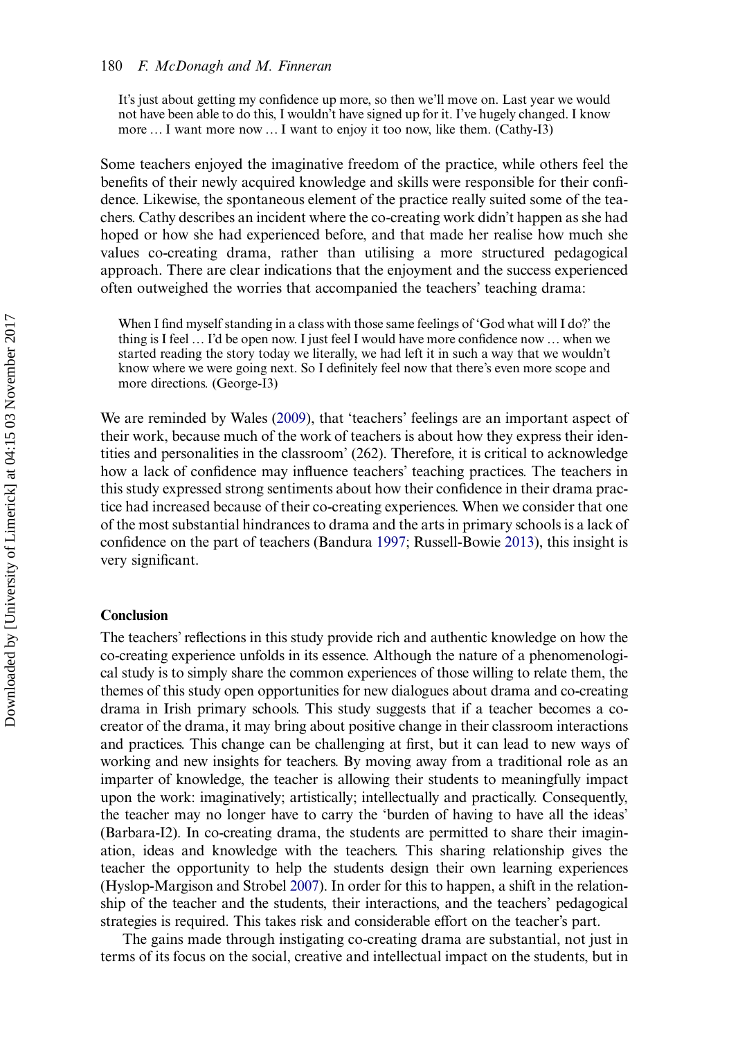> It's just about getting my confidence up more, so then we'll move on. Last year we would not have been able to do this, I wouldn't have signed up for it. I've hugely changed. I know more … I want more now … I want to enjoy it too now, like them. (Cathy-I3)

Some teachers enjoyed the imaginative freedom of the practice, while others feel the benefits of their newly acquired knowledge and skills were responsible for their confidence. Likewise, the spontaneous element of the practice really suited some of the teachers. Cathy describes an incident where the co-creating work didn't happen as she had hoped or how she had experienced before, and that made her realise how much she values co-creating drama, rather than utilising a more structured pedagogical approach. There are clear indications that the enjoyment and the success experienced often outweighed the worries that accompanied the teachers' teaching drama:

> When I find myself standing in a class with those same feelings of 'God what will I do?' the thing is I feel … I'd be open now. I just feel I would have more confidence now … when we started reading the story today we literally, we had left it in such a way that we wouldn't know where we were going next. So I definitely feel now that there's even more scope and more directions. (George-I3)

We are reminded by Wales (2009), that 'teachers' feelings are an important aspect of their work, because much of the work of teachers is about how they express their identities and personalities in the classroom' (262). Therefore, it is critical to acknowledge how a lack of confidence may influence teachers' teaching practices. The teachers in this study expressed strong sentiments about how their confidence in their drama practice had increased because of their co-creating experiences. When we consider that one of the most substantial hindrances to drama and the arts in primary schools is a lack of confidence on the part of teachers (Bandura 1997; Russell-Bowie 2013), this insight is very significant.

## Conclusion

The teachers' reflections in this study provide rich and authentic knowledge on how the co-creating experience unfolds in its essence. Although the nature of a phenomenological study is to simply share the common experiences of those willing to relate them, the themes of this study open opportunities for new dialogues about drama and co-creating drama in Irish primary schools. This study suggests that if a teacher becomes a co-creator of the drama, it may bring about positive change in their classroom interactions and practices. This change can be challenging at first, but it can lead to new ways of working and new insights for teachers. By moving away from a traditional role as an imparter of knowledge, the teacher is allowing their students to meaningfully impact upon the work: imaginatively; artistically; intellectually and practically. Consequently, the teacher may no longer have to carry the 'burden of having to have all the ideas' (Barbara-I2). In co-creating drama, the students are permitted to share their imagination, ideas and knowledge with the teachers. This sharing relationship gives the teacher the opportunity to help the students design their own learning experiences (Hyslop-Margison and Strobel 2007). In order for this to happen, a shift in the relationship of the teacher and the students, their interactions, and the teachers' pedagogical strategies is required. This takes risk and considerable effort on the teacher's part.

The gains made through instigating co-creating drama are substantial, not just in terms of its focus on the social, creative and intellectual impact on the students, but in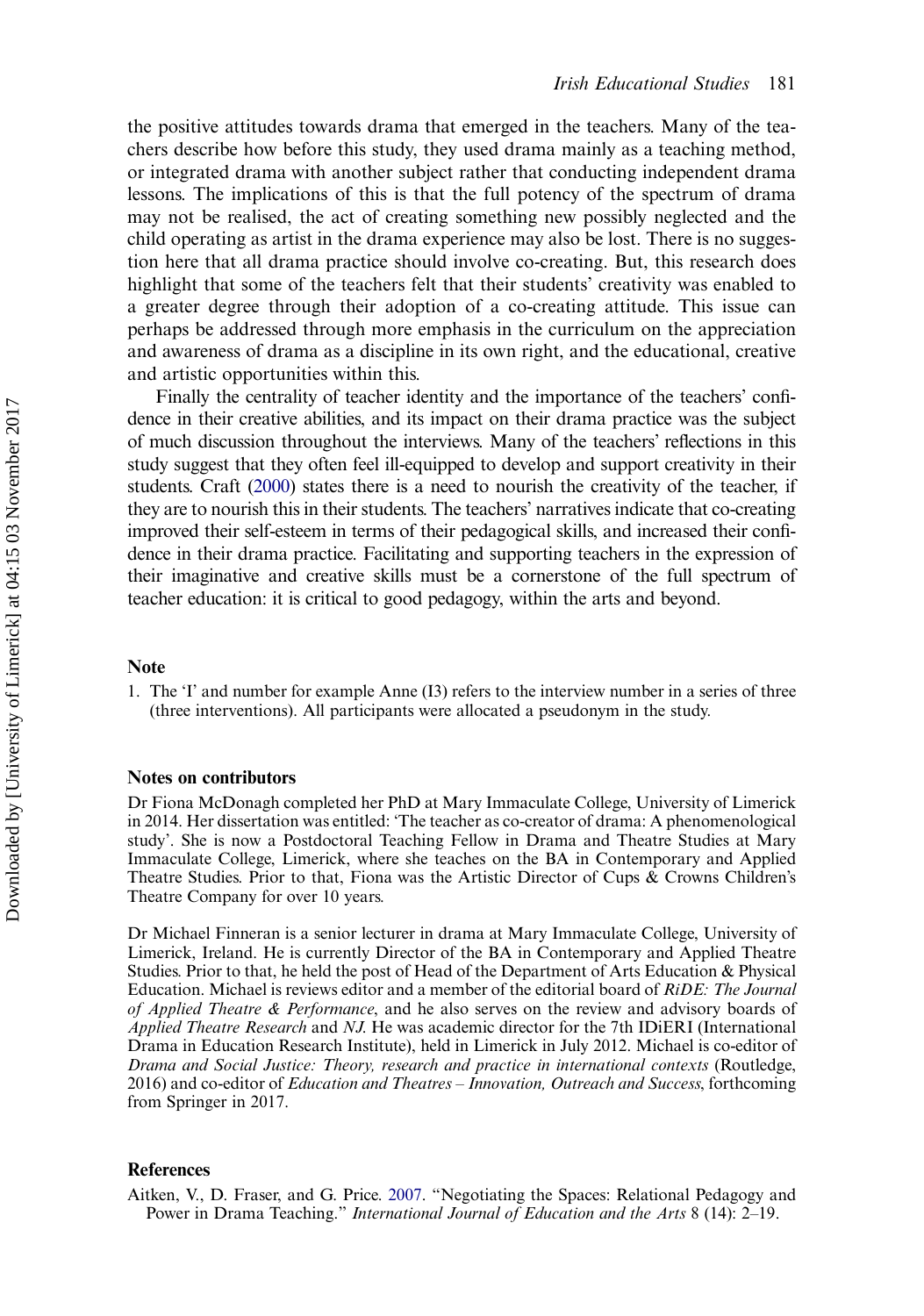the positive attitudes towards drama that emerged in the teachers. Many of the teachers describe how before this study, they used drama mainly as a teaching method, or integrated drama with another subject rather that conducting independent drama lessons. The implications of this is that the full potency of the spectrum of drama may not be realised, the act of creating something new possibly neglected and the child operating as artist in the drama experience may also be lost. There is no suggestion here that all drama practice should involve co-creating. But, this research does highlight that some of the teachers felt that their students' creativity was enabled to a greater degree through their adoption of a co-creating attitude. This issue can perhaps be addressed through more emphasis in the curriculum on the appreciation and awareness of drama as a discipline in its own right, and the educational, creative and artistic opportunities within this.

Finally the centrality of teacher identity and the importance of the teachers' confidence in their creative abilities, and its impact on their drama practice was the subject of much discussion throughout the interviews. Many of the teachers' reflections in this study suggest that they often feel ill-equipped to develop and support creativity in their students. Craft (2000) states there is a need to nourish the creativity of the teacher, if they are to nourish this in their students. The teachers' narratives indicate that co-creating improved their self-esteem in terms of their pedagogical skills, and increased their confidence in their drama practice. Facilitating and supporting teachers in the expression of their imaginative and creative skills must be a cornerstone of the full spectrum of teacher education: it is critical to good pedagogy, within the arts and beyond.

## Note

1. The 'I' and number for example Anne (I3) refers to the interview number in a series of three (three interventions). All participants were allocated a pseudonym in the study.

## Notes on contributors

Dr Fiona McDonagh completed her PhD at Mary Immaculate College, University of Limerick in 2014. Her dissertation was entitled: 'The teacher as co-creator of drama: A phenomenological study'. She is now a Postdoctoral Teaching Fellow in Drama and Theatre Studies at Mary Immaculate College, Limerick, where she teaches on the BA in Contemporary and Applied Theatre Studies. Prior to that, Fiona was the Artistic Director of Cups & Crowns Children's Theatre Company for over 10 years.

Dr Michael Finneran is a senior lecturer in drama at Mary Immaculate College, University of Limerick, Ireland. He is currently Director of the BA in Contemporary and Applied Theatre Studies. Prior to that, he held the post of Head of the Department of Arts Education & Physical Education. Michael is reviews editor and a member of the editorial board of *RiDE: The Journal of Applied Theatre & Performance*, and he also serves on the review and advisory boards of *Applied Theatre Research* and *NJ*. He was academic director for the 7th IDiERI (International Drama in Education Research Institute), held in Limerick in July 2012. Michael is co-editor of *Drama and Social Justice: Theory, research and practice in international contexts* (Routledge, 2016) and co-editor of *Education and Theatres – Innovation, Outreach and Success*, forthcoming from Springer in 2017.

## References

Aitken, V., D. Fraser, and G. Price. 2007. "Negotiating the Spaces: Relational Pedagogy and Power in Drama Teaching." *International Journal of Education and the Arts* 8 (14): 2–19.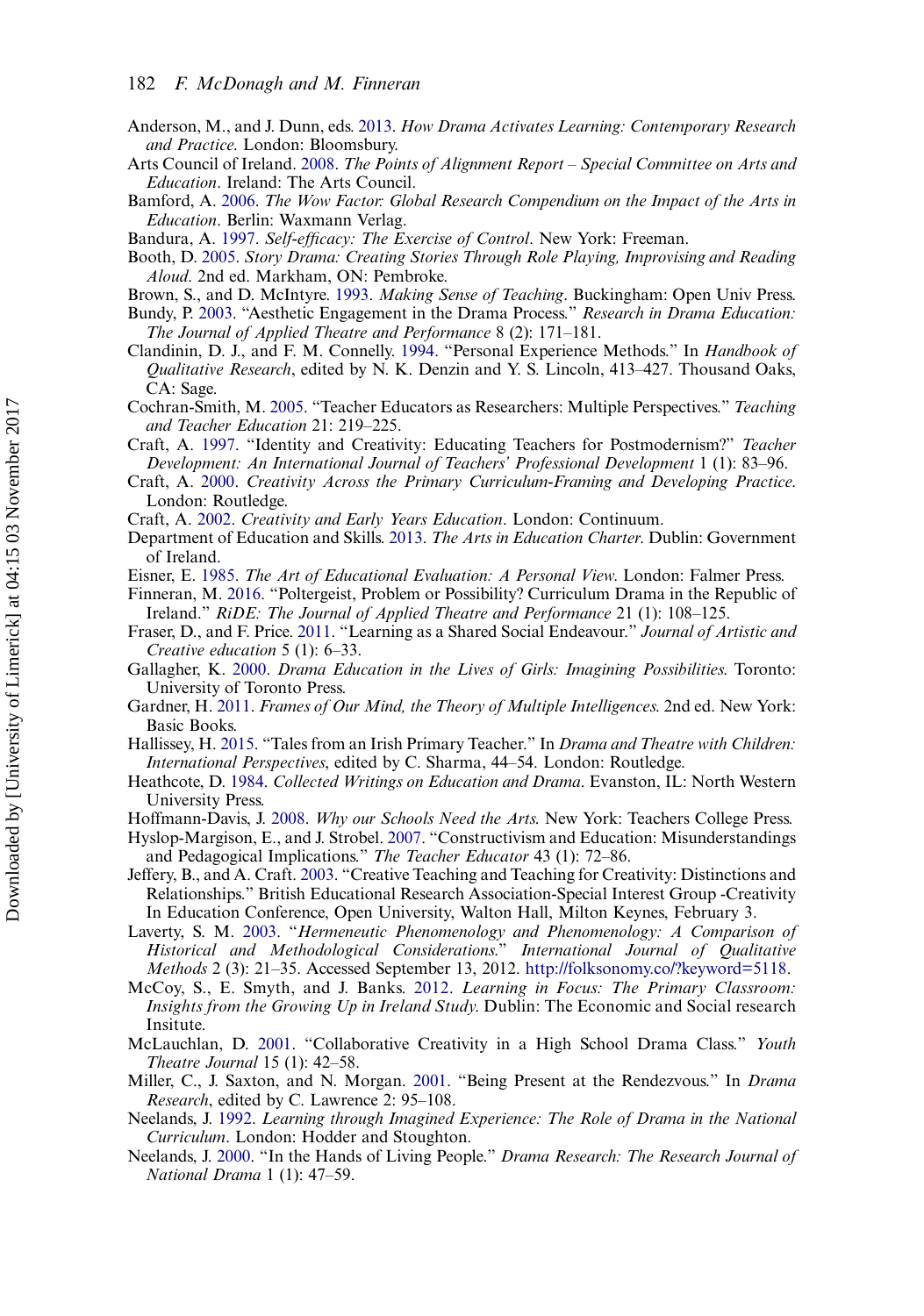Anderson, M., and J. Dunn, eds. 2013. *How Drama Activates Learning: Contemporary Research and Practice*. London: Bloomsbury.

Arts Council of Ireland. 2008. *The Points of Alignment Report – Special Committee on Arts and Education*. Ireland: The Arts Council.

Bamford, A. 2006. *The Wow Factor: Global Research Compendium on the Impact of the Arts in Education*. Berlin: Waxmann Verlag.

Bandura, A. 1997. *Self-efficacy: The Exercise of Control*. New York: Freeman.

Booth, D. 2005. *Story Drama: Creating Stories Through Role Playing, Improvising and Reading Aloud*. 2nd ed. Markham, ON: Pembroke.

Brown, S., and D. McIntyre. 1993. *Making Sense of Teaching*. Buckingham: Open Univ Press.

Bundy, P. 2003. "Aesthetic Engagement in the Drama Process." *Research in Drama Education: The Journal of Applied Theatre and Performance* 8 (2): 171–181.

Clandinin, D. J., and F. M. Connelly. 1994. "Personal Experience Methods." In *Handbook of Qualitative Research*, edited by N. K. Denzin and Y. S. Lincoln, 413–427. Thousand Oaks, CA: Sage.

Cochran-Smith, M. 2005. "Teacher Educators as Researchers: Multiple Perspectives." *Teaching and Teacher Education* 21: 219–225.

Craft, A. 1997. "Identity and Creativity: Educating Teachers for Postmodernism?" *Teacher Development: An International Journal of Teachers' Professional Development* 1 (1): 83–96.

Craft, A. 2000. *Creativity Across the Primary Curriculum-Framing and Developing Practice*. London: Routledge.

Craft, A. 2002. *Creativity and Early Years Education*. London: Continuum.

Department of Education and Skills. 2013. *The Arts in Education Charter*. Dublin: Government of Ireland.

Eisner, E. 1985. *The Art of Educational Evaluation: A Personal View*. London: Falmer Press.

Finneran, M. 2016. "Poltergeist, Problem or Possibility? Curriculum Drama in the Republic of Ireland." *RiDE: The Journal of Applied Theatre and Performance* 21 (1): 108–125.

Fraser, D., and F. Price. 2011. "Learning as a Shared Social Endeavour." *Journal of Artistic and Creative education* 5 (1): 6–33.

Gallagher, K. 2000. *Drama Education in the Lives of Girls: Imagining Possibilities*. Toronto: University of Toronto Press.

Gardner, H. 2011. *Frames of Our Mind, the Theory of Multiple Intelligences*. 2nd ed. New York: Basic Books.

Hallissey, H. 2015. "Tales from an Irish Primary Teacher." In *Drama and Theatre with Children: International Perspectives*, edited by C. Sharma, 44–54. London: Routledge.

Heathcote, D. 1984. *Collected Writings on Education and Drama*. Evanston, IL: North Western University Press.

Hoffmann-Davis, J. 2008. *Why our Schools Need the Arts*. New York: Teachers College Press.

Hyslop-Margison, E., and J. Strobel. 2007. "Constructivism and Education: Misunderstandings and Pedagogical Implications." *The Teacher Educator* 43 (1): 72–86.

Jeffery, B., and A. Craft. 2003. "Creative Teaching and Teaching for Creativity: Distinctions and Relationships." British Educational Research Association-Special Interest Group -Creativity In Education Conference, Open University, Walton Hall, Milton Keynes, February 3.

Laverty, S. M. 2003. "*Hermeneutic Phenomenology and Phenomenology: A Comparison of Historical and Methodological Considerations.*" *International Journal of Qualitative Methods* 2 (3): 21–35. Accessed September 13, 2012. http://folksonomy.co/?keyword=5118.

McCoy, S., E. Smyth, and J. Banks. 2012. *Learning in Focus: The Primary Classroom: Insights from the Growing Up in Ireland Study*. Dublin: The Economic and Social research Insitute.

McLauchlan, D. 2001. "Collaborative Creativity in a High School Drama Class." *Youth Theatre Journal* 15 (1): 42–58.

Miller, C., J. Saxton, and N. Morgan. 2001. "Being Present at the Rendezvous." In *Drama Research*, edited by C. Lawrence 2: 95–108.

Neelands, J. 1992. *Learning through Imagined Experience: The Role of Drama in the National Curriculum*. London: Hodder and Stoughton.

Neelands, J. 2000. "In the Hands of Living People." *Drama Research: The Research Journal of National Drama* 1 (1): 47–59.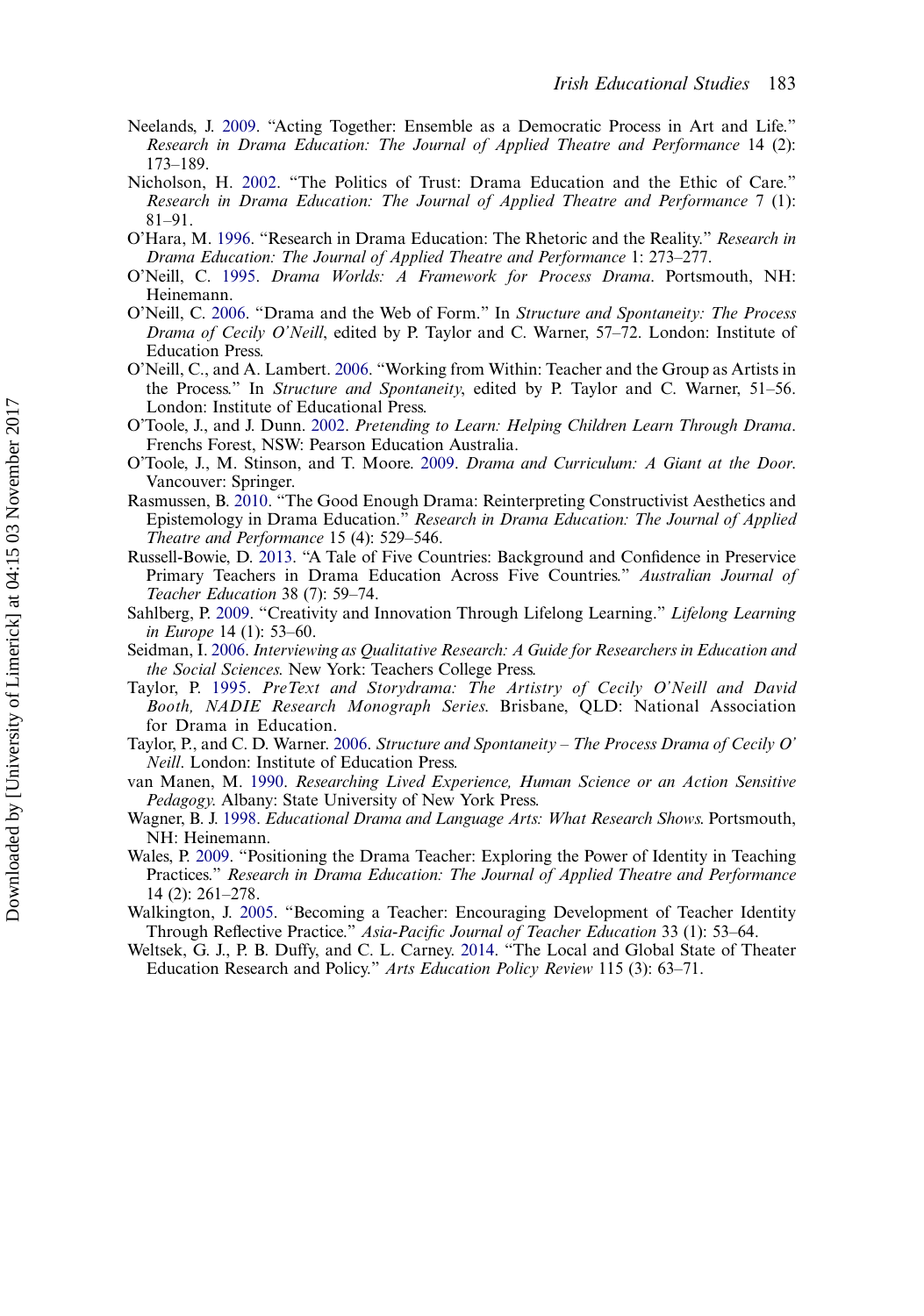Neelands, J. 2009. "Acting Together: Ensemble as a Democratic Process in Art and Life." *Research in Drama Education: The Journal of Applied Theatre and Performance* 14 (2): 173–189.

Nicholson, H. 2002. "The Politics of Trust: Drama Education and the Ethic of Care." *Research in Drama Education: The Journal of Applied Theatre and Performance* 7 (1): 81–91.

O'Hara, M. 1996. "Research in Drama Education: The Rhetoric and the Reality." *Research in Drama Education: The Journal of Applied Theatre and Performance* 1: 273–277.

O'Neill, C. 1995. *Drama Worlds: A Framework for Process Drama*. Portsmouth, NH: Heinemann.

O'Neill, C. 2006. "Drama and the Web of Form." In *Structure and Spontaneity: The Process Drama of Cecily O'Neill*, edited by P. Taylor and C. Warner, 57–72. London: Institute of Education Press.

O'Neill, C., and A. Lambert. 2006. "Working from Within: Teacher and the Group as Artists in the Process." In *Structure and Spontaneity*, edited by P. Taylor and C. Warner, 51–56. London: Institute of Educational Press.

O'Toole, J., and J. Dunn. 2002. *Pretending to Learn: Helping Children Learn Through Drama*. Frenchs Forest, NSW: Pearson Education Australia.

O'Toole, J., M. Stinson, and T. Moore. 2009. *Drama and Curriculum: A Giant at the Door*. Vancouver: Springer.

Rasmussen, B. 2010. "The Good Enough Drama: Reinterpreting Constructivist Aesthetics and Epistemology in Drama Education." *Research in Drama Education: The Journal of Applied Theatre and Performance* 15 (4): 529–546.

Russell-Bowie, D. 2013. "A Tale of Five Countries: Background and Confidence in Preservice Primary Teachers in Drama Education Across Five Countries." *Australian Journal of Teacher Education* 38 (7): 59–74.

Sahlberg, P. 2009. "Creativity and Innovation Through Lifelong Learning." *Lifelong Learning in Europe* 14 (1): 53–60.

Seidman, I. 2006. *Interviewing as Qualitative Research: A Guide for Researchers in Education and the Social Sciences*. New York: Teachers College Press.

Taylor, P. 1995. *PreText and Storydrama: The Artistry of Cecily O'Neill and David Booth, NADIE Research Monograph Series*. Brisbane, QLD: National Association for Drama in Education.

Taylor, P., and C. D. Warner. 2006. *Structure and Spontaneity – The Process Drama of Cecily O' Neill*. London: Institute of Education Press.

van Manen, M. 1990. *Researching Lived Experience, Human Science or an Action Sensitive Pedagogy.* Albany: State University of New York Press.

Wagner, B. J. 1998. *Educational Drama and Language Arts: What Research Shows*. Portsmouth, NH: Heinemann.

Wales, P. 2009. "Positioning the Drama Teacher: Exploring the Power of Identity in Teaching Practices." *Research in Drama Education: The Journal of Applied Theatre and Performance* 14 (2): 261–278.

Walkington, J. 2005. "Becoming a Teacher: Encouraging Development of Teacher Identity Through Reflective Practice." *Asia-Pacific Journal of Teacher Education* 33 (1): 53–64.

Weltsek, G. J., P. B. Duffy, and C. L. Carney. 2014. "The Local and Global State of Theater Education Research and Policy." *Arts Education Policy Review* 115 (3): 63–71.